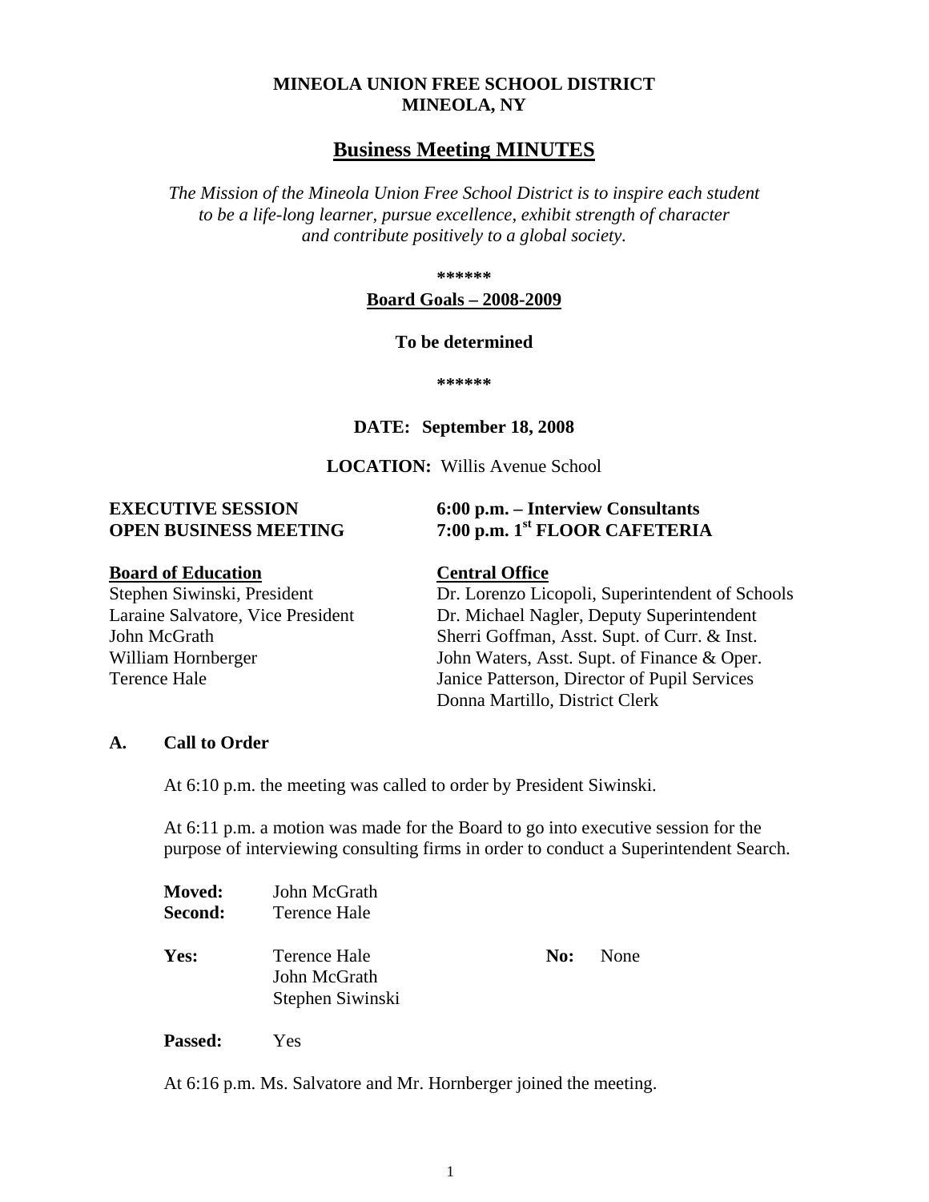**MINEOLA UNION FREE SCHOOL DISTRICT**
**MINEOLA, NY**

# Business Meeting MINUTES

*The Mission of the Mineola Union Free School District is to inspire each student to be a life-long learner, pursue excellence, exhibit strength of character and contribute positively to a global society.*

**\*\*\*\*\*\***

**Board Goals – 2008-2009**

**To be determined**

**\*\*\*\*\*\***

**DATE: September 18, 2008**

**LOCATION:** Willis Avenue School

**EXECUTIVE SESSION** — **6:00 p.m. – Interview Consultants**
**OPEN BUSINESS MEETING** — **7:00 p.m. 1st FLOOR CAFETERIA**

**Board of Education**

Stephen Siwinski, President
Laraine Salvatore, Vice President
John McGrath
William Hornberger
Terence Hale

**Central Office**

Dr. Lorenzo Licopoli, Superintendent of Schools
Dr. Michael Nagler, Deputy Superintendent
Sherri Goffman, Asst. Supt. of Curr. & Inst.
John Waters, Asst. Supt. of Finance & Oper.
Janice Patterson, Director of Pupil Services
Donna Martillo, District Clerk

## A. Call to Order

At 6:10 p.m. the meeting was called to order by President Siwinski.

At 6:11 p.m. a motion was made for the Board to go into executive session for the purpose of interviewing consulting firms in order to conduct a Superintendent Search.

**Moved:** John McGrath
**Second:** Terence Hale

**Yes:** Terence Hale, John McGrath, Stephen Siwinski — **No:** None

**Passed:** Yes

At 6:16 p.m. Ms. Salvatore and Mr. Hornberger joined the meeting.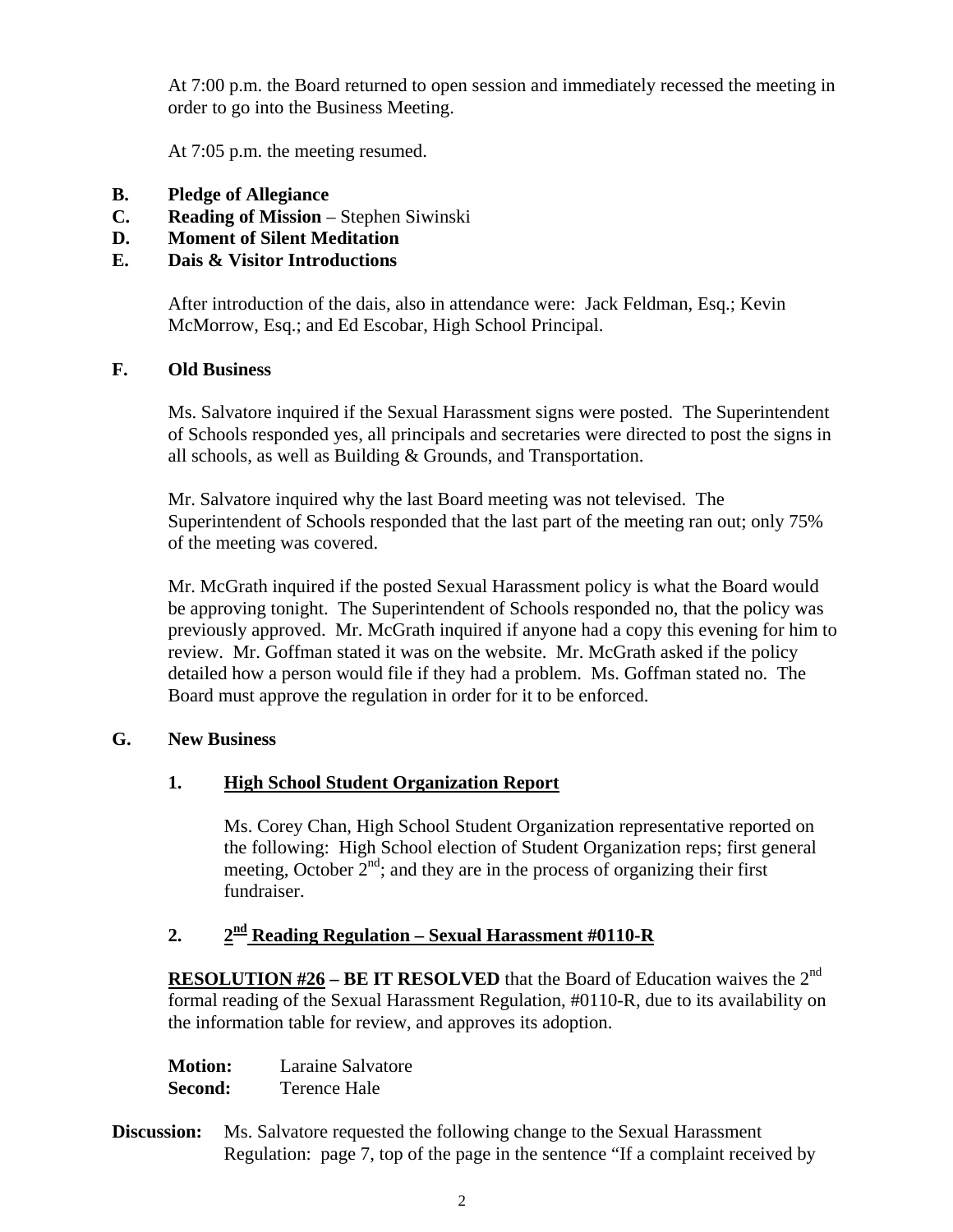At 7:00 p.m. the Board returned to open session and immediately recessed the meeting in order to go into the Business Meeting.

At 7:05 p.m. the meeting resumed.

**B. Pledge of Allegiance**

**C. Reading of Mission** – Stephen Siwinski

**D. Moment of Silent Meditation**

**E. Dais & Visitor Introductions**

After introduction of the dais, also in attendance were: Jack Feldman, Esq.; Kevin McMorrow, Esq.; and Ed Escobar, High School Principal.

**F. Old Business**

Ms. Salvatore inquired if the Sexual Harassment signs were posted. The Superintendent of Schools responded yes, all principals and secretaries were directed to post the signs in all schools, as well as Building & Grounds, and Transportation.

Mr. Salvatore inquired why the last Board meeting was not televised. The Superintendent of Schools responded that the last part of the meeting ran out; only 75% of the meeting was covered.

Mr. McGrath inquired if the posted Sexual Harassment policy is what the Board would be approving tonight. The Superintendent of Schools responded no, that the policy was previously approved. Mr. McGrath inquired if anyone had a copy this evening for him to review. Mr. Goffman stated it was on the website. Mr. McGrath asked if the policy detailed how a person would file if they had a problem. Ms. Goffman stated no. The Board must approve the regulation in order for it to be enforced.

**G. New Business**

**1. High School Student Organization Report**

Ms. Corey Chan, High School Student Organization representative reported on the following: High School election of Student Organization reps; first general meeting, October 2nd; and they are in the process of organizing their first fundraiser.

**2. 2nd Reading Regulation – Sexual Harassment #0110-R**

**RESOLUTION #26 – BE IT RESOLVED** that the Board of Education waives the 2nd formal reading of the Sexual Harassment Regulation, #0110-R, due to its availability on the information table for review, and approves its adoption.

**Motion:** Laraine Salvatore
**Second:** Terence Hale

**Discussion:** Ms. Salvatore requested the following change to the Sexual Harassment Regulation: page 7, top of the page in the sentence "If a complaint received by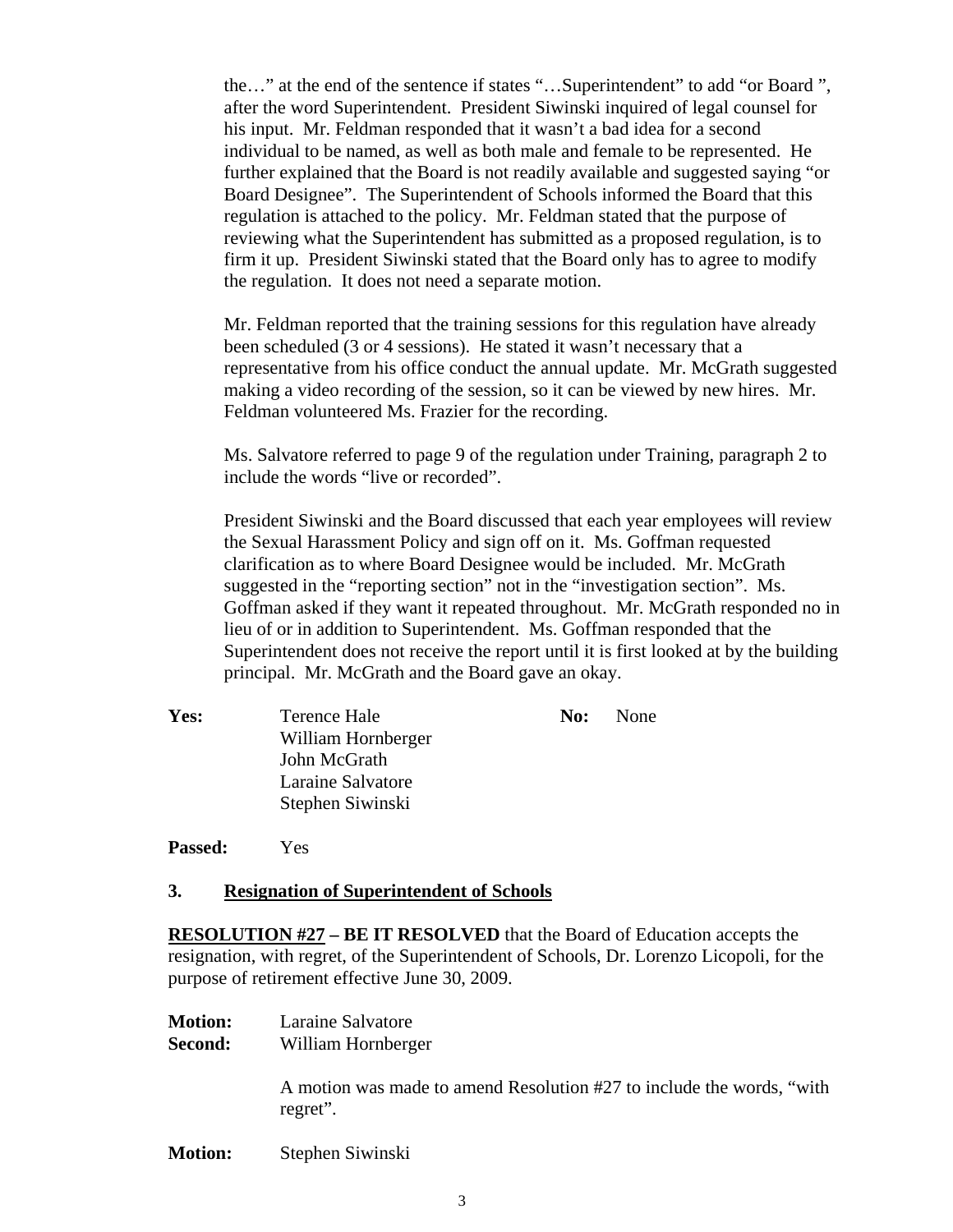the…" at the end of the sentence if states "…Superintendent" to add "or Board ", after the word Superintendent. President Siwinski inquired of legal counsel for his input. Mr. Feldman responded that it wasn't a bad idea for a second individual to be named, as well as both male and female to be represented. He further explained that the Board is not readily available and suggested saying "or Board Designee". The Superintendent of Schools informed the Board that this regulation is attached to the policy. Mr. Feldman stated that the purpose of reviewing what the Superintendent has submitted as a proposed regulation, is to firm it up. President Siwinski stated that the Board only has to agree to modify the regulation. It does not need a separate motion.

Mr. Feldman reported that the training sessions for this regulation have already been scheduled (3 or 4 sessions). He stated it wasn't necessary that a representative from his office conduct the annual update. Mr. McGrath suggested making a video recording of the session, so it can be viewed by new hires. Mr. Feldman volunteered Ms. Frazier for the recording.

Ms. Salvatore referred to page 9 of the regulation under Training, paragraph 2 to include the words "live or recorded".

President Siwinski and the Board discussed that each year employees will review the Sexual Harassment Policy and sign off on it. Ms. Goffman requested clarification as to where Board Designee would be included. Mr. McGrath suggested in the "reporting section" not in the "investigation section". Ms. Goffman asked if they want it repeated throughout. Mr. McGrath responded no in lieu of or in addition to Superintendent. Ms. Goffman responded that the Superintendent does not receive the report until it is first looked at by the building principal. Mr. McGrath and the Board gave an okay.

**Yes:** Terence Hale
William Hornberger
John McGrath
Laraine Salvatore
Stephen Siwinski

**No:** None

**Passed:** Yes

### 3. Resignation of Superintendent of Schools

**RESOLUTION #27 – BE IT RESOLVED** that the Board of Education accepts the resignation, with regret, of the Superintendent of Schools, Dr. Lorenzo Licopoli, for the purpose of retirement effective June 30, 2009.

**Motion:** Laraine Salvatore
**Second:** William Hornberger

A motion was made to amend Resolution #27 to include the words, "with regret".

**Motion:** Stephen Siwinski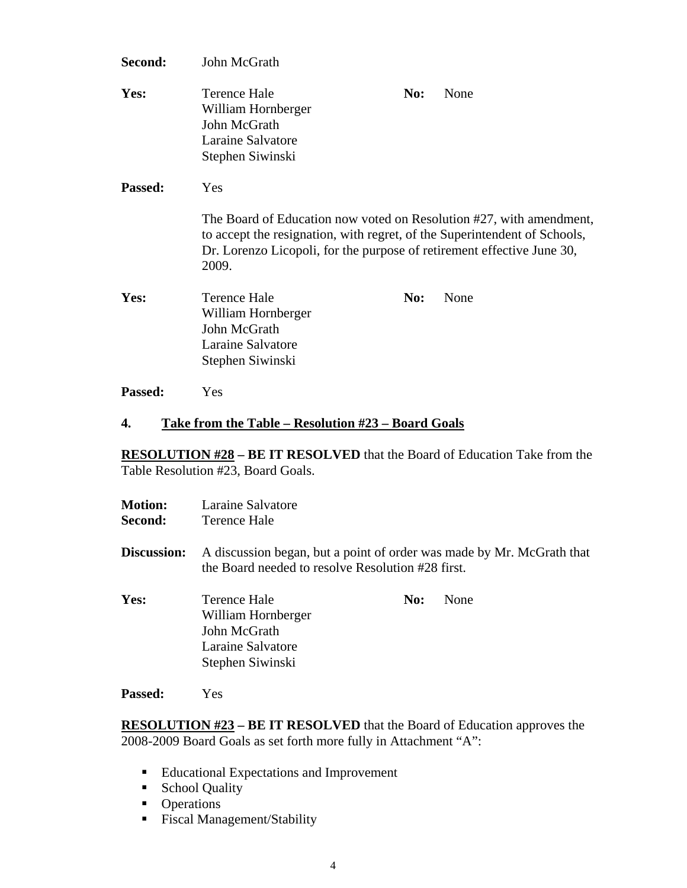**Second:** John McGrath

**Yes:** Terence Hale, William Hornberger, John McGrath, Laraine Salvatore, Stephen Siwinski
**No:** None

**Passed:** Yes

The Board of Education now voted on Resolution #27, with amendment, to accept the resignation, with regret, of the Superintendent of Schools, Dr. Lorenzo Licopoli, for the purpose of retirement effective June 30, 2009.

**Yes:** Terence Hale, William Hornberger, John McGrath, Laraine Salvatore, Stephen Siwinski
**No:** None

**Passed:** Yes

## 4. Take from the Table – Resolution #23 – Board Goals

**RESOLUTION #28 – BE IT RESOLVED** that the Board of Education Take from the Table Resolution #23, Board Goals.

**Motion:** Laraine Salvatore
**Second:** Terence Hale

**Discussion:** A discussion began, but a point of order was made by Mr. McGrath that the Board needed to resolve Resolution #28 first.

**Yes:** Terence Hale, William Hornberger, John McGrath, Laraine Salvatore, Stephen Siwinski
**No:** None

**Passed:** Yes

**RESOLUTION #23 – BE IT RESOLVED** that the Board of Education approves the 2008-2009 Board Goals as set forth more fully in Attachment "A":

- Educational Expectations and Improvement
- School Quality
- Operations
- Fiscal Management/Stability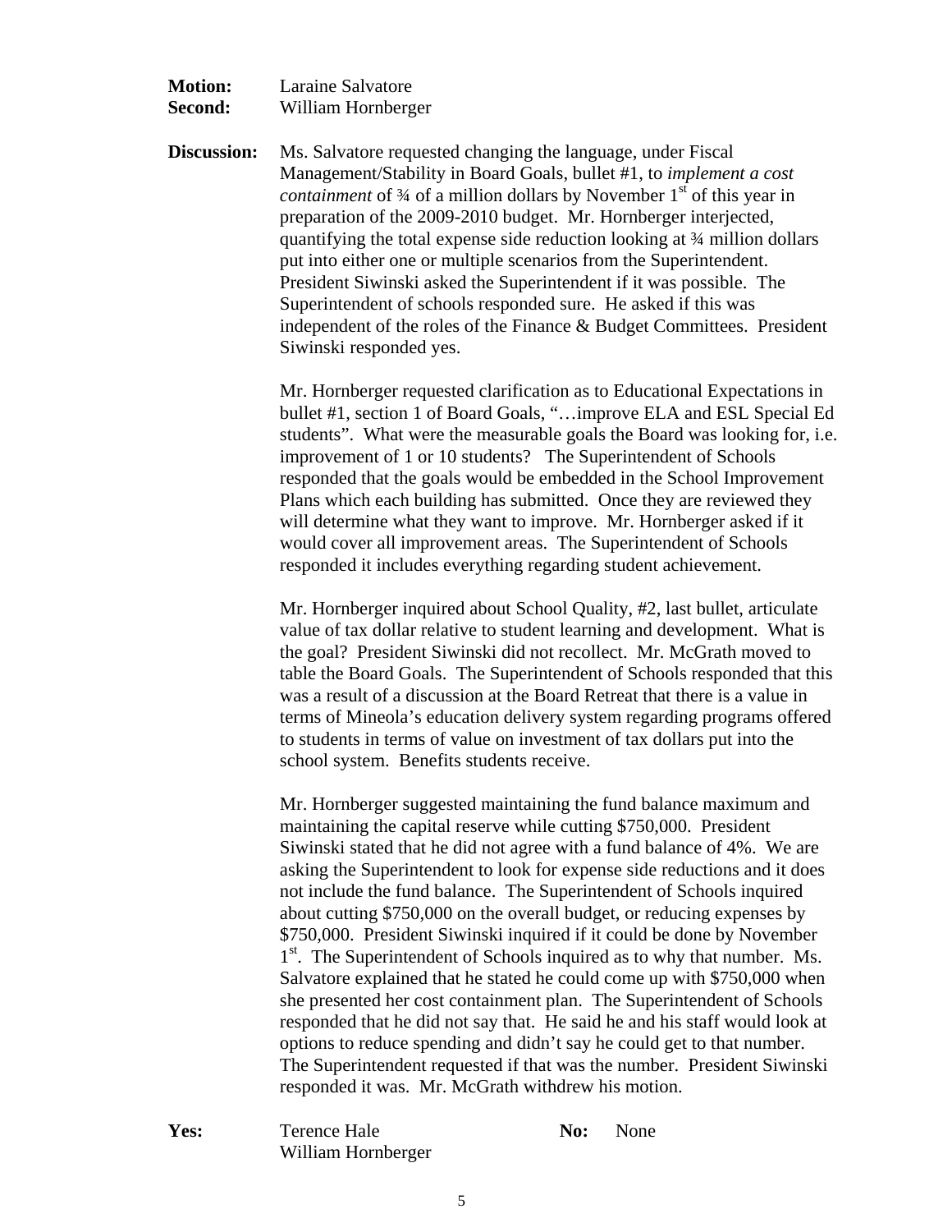**Motion:** Laraine Salvatore
**Second:** William Hornberger

**Discussion:** Ms. Salvatore requested changing the language, under Fiscal Management/Stability in Board Goals, bullet #1, to *implement a cost containment* of ¾ of a million dollars by November 1st of this year in preparation of the 2009-2010 budget. Mr. Hornberger interjected, quantifying the total expense side reduction looking at ¾ million dollars put into either one or multiple scenarios from the Superintendent. President Siwinski asked the Superintendent if it was possible. The Superintendent of schools responded sure. He asked if this was independent of the roles of the Finance & Budget Committees. President Siwinski responded yes.

Mr. Hornberger requested clarification as to Educational Expectations in bullet #1, section 1 of Board Goals, "…improve ELA and ESL Special Ed students". What were the measurable goals the Board was looking for, i.e. improvement of 1 or 10 students? The Superintendent of Schools responded that the goals would be embedded in the School Improvement Plans which each building has submitted. Once they are reviewed they will determine what they want to improve. Mr. Hornberger asked if it would cover all improvement areas. The Superintendent of Schools responded it includes everything regarding student achievement.

Mr. Hornberger inquired about School Quality, #2, last bullet, articulate value of tax dollar relative to student learning and development. What is the goal? President Siwinski did not recollect. Mr. McGrath moved to table the Board Goals. The Superintendent of Schools responded that this was a result of a discussion at the Board Retreat that there is a value in terms of Mineola's education delivery system regarding programs offered to students in terms of value on investment of tax dollars put into the school system. Benefits students receive.

Mr. Hornberger suggested maintaining the fund balance maximum and maintaining the capital reserve while cutting $750,000. President Siwinski stated that he did not agree with a fund balance of 4%. We are asking the Superintendent to look for expense side reductions and it does not include the fund balance. The Superintendent of Schools inquired about cutting $750,000 on the overall budget, or reducing expenses by $750,000. President Siwinski inquired if it could be done by November 1st. The Superintendent of Schools inquired as to why that number. Ms. Salvatore explained that he stated he could come up with $750,000 when she presented her cost containment plan. The Superintendent of Schools responded that he did not say that. He said he and his staff would look at options to reduce spending and didn't say he could get to that number. The Superintendent requested if that was the number. President Siwinski responded it was. Mr. McGrath withdrew his motion.

**Yes:** Terence Hale
William Hornberger

**No:** None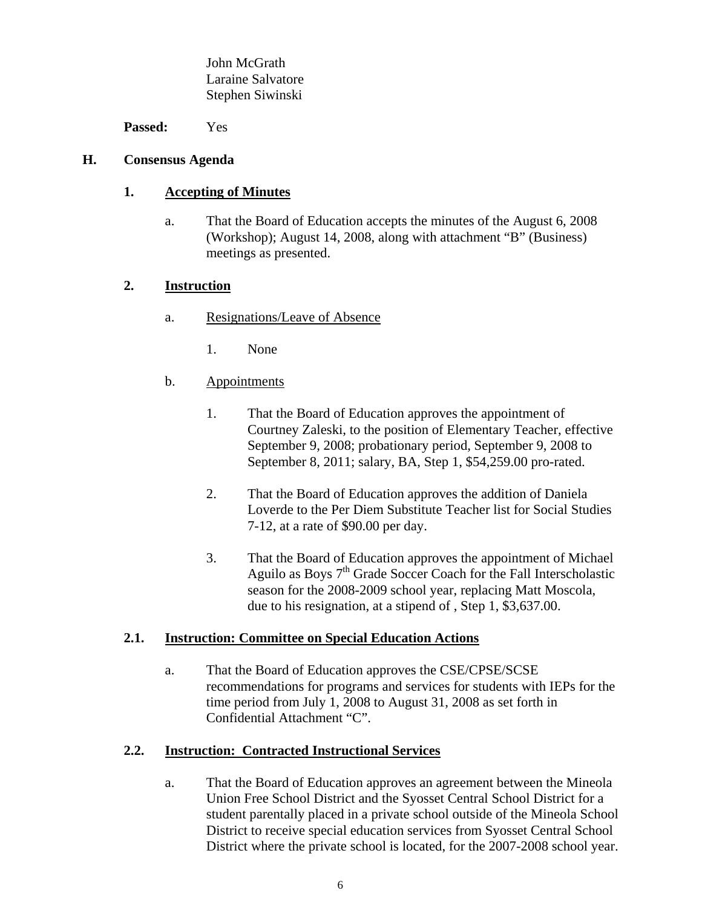John McGrath
Laraine Salvatore
Stephen Siwinski

**Passed:** Yes

## H. Consensus Agenda

### 1. Accepting of Minutes

a. That the Board of Education accepts the minutes of the August 6, 2008 (Workshop); August 14, 2008, along with attachment "B" (Business) meetings as presented.

### 2. Instruction

a. Resignations/Leave of Absence

1. None

b. Appointments

1. That the Board of Education approves the appointment of Courtney Zaleski, to the position of Elementary Teacher, effective September 9, 2008; probationary period, September 9, 2008 to September 8, 2011; salary, BA, Step 1, $54,259.00 pro-rated.

2. That the Board of Education approves the addition of Daniela Loverde to the Per Diem Substitute Teacher list for Social Studies 7-12, at a rate of $90.00 per day.

3. That the Board of Education approves the appointment of Michael Aguilo as Boys 7th Grade Soccer Coach for the Fall Interscholastic season for the 2008-2009 school year, replacing Matt Moscola, due to his resignation, at a stipend of , Step 1, $3,637.00.

### 2.1. Instruction: Committee on Special Education Actions

a. That the Board of Education approves the CSE/CPSE/SCSE recommendations for programs and services for students with IEPs for the time period from July 1, 2008 to August 31, 2008 as set forth in Confidential Attachment "C".

### 2.2. Instruction: Contracted Instructional Services

a. That the Board of Education approves an agreement between the Mineola Union Free School District and the Syosset Central School District for a student parentally placed in a private school outside of the Mineola School District to receive special education services from Syosset Central School District where the private school is located, for the 2007-2008 school year.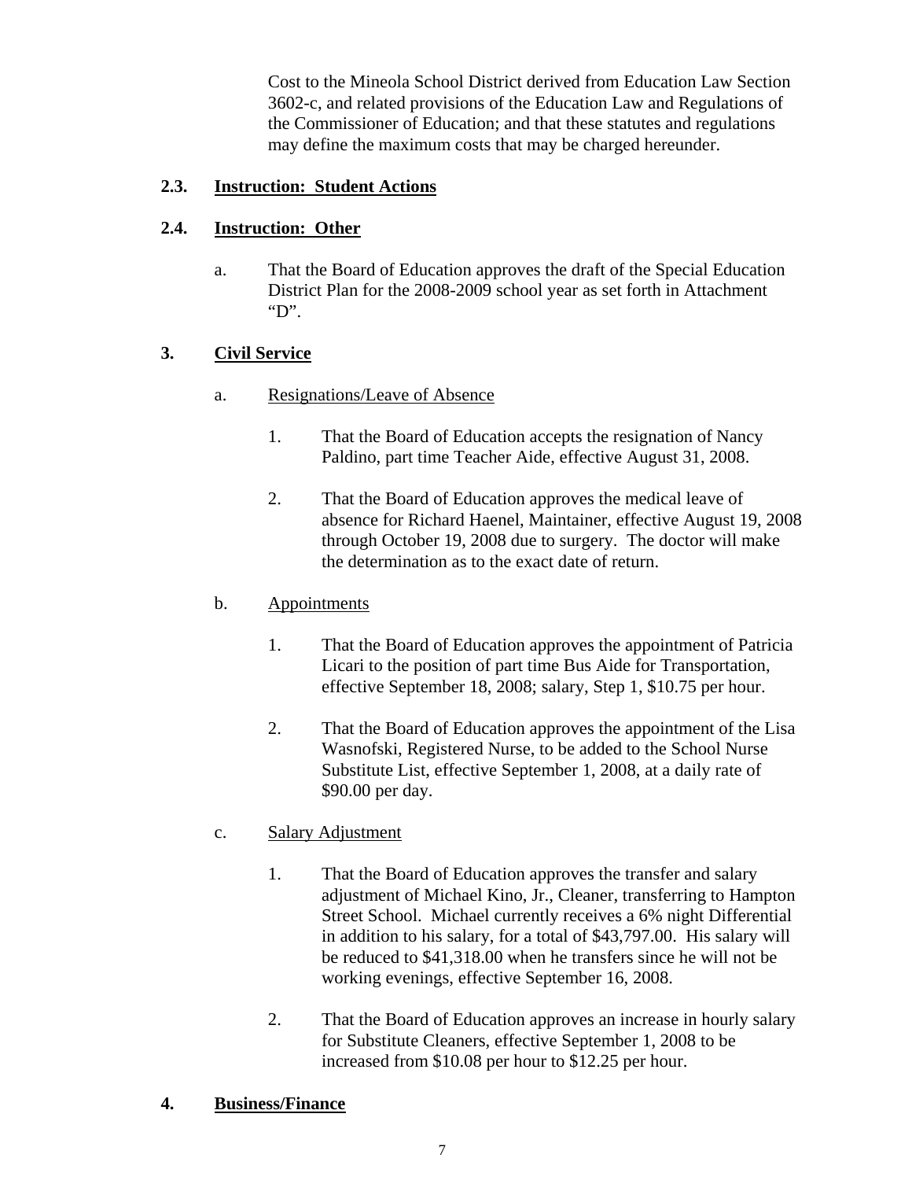Cost to the Mineola School District derived from Education Law Section 3602-c, and related provisions of the Education Law and Regulations of the Commissioner of Education; and that these statutes and regulations may define the maximum costs that may be charged hereunder.

**2.3. Instruction: Student Actions**

**2.4. Instruction: Other**

a. That the Board of Education approves the draft of the Special Education District Plan for the 2008-2009 school year as set forth in Attachment "D".

**3. Civil Service**

a. Resignations/Leave of Absence

1. That the Board of Education accepts the resignation of Nancy Paldino, part time Teacher Aide, effective August 31, 2008.

2. That the Board of Education approves the medical leave of absence for Richard Haenel, Maintainer, effective August 19, 2008 through October 19, 2008 due to surgery. The doctor will make the determination as to the exact date of return.

b. Appointments

1. That the Board of Education approves the appointment of Patricia Licari to the position of part time Bus Aide for Transportation, effective September 18, 2008; salary, Step 1, $10.75 per hour.

2. That the Board of Education approves the appointment of the Lisa Wasnofski, Registered Nurse, to be added to the School Nurse Substitute List, effective September 1, 2008, at a daily rate of $90.00 per day.

c. Salary Adjustment

1. That the Board of Education approves the transfer and salary adjustment of Michael Kino, Jr., Cleaner, transferring to Hampton Street School. Michael currently receives a 6% night Differential in addition to his salary, for a total of $43,797.00. His salary will be reduced to $41,318.00 when he transfers since he will not be working evenings, effective September 16, 2008.

2. That the Board of Education approves an increase in hourly salary for Substitute Cleaners, effective September 1, 2008 to be increased from $10.08 per hour to $12.25 per hour.

**4. Business/Finance**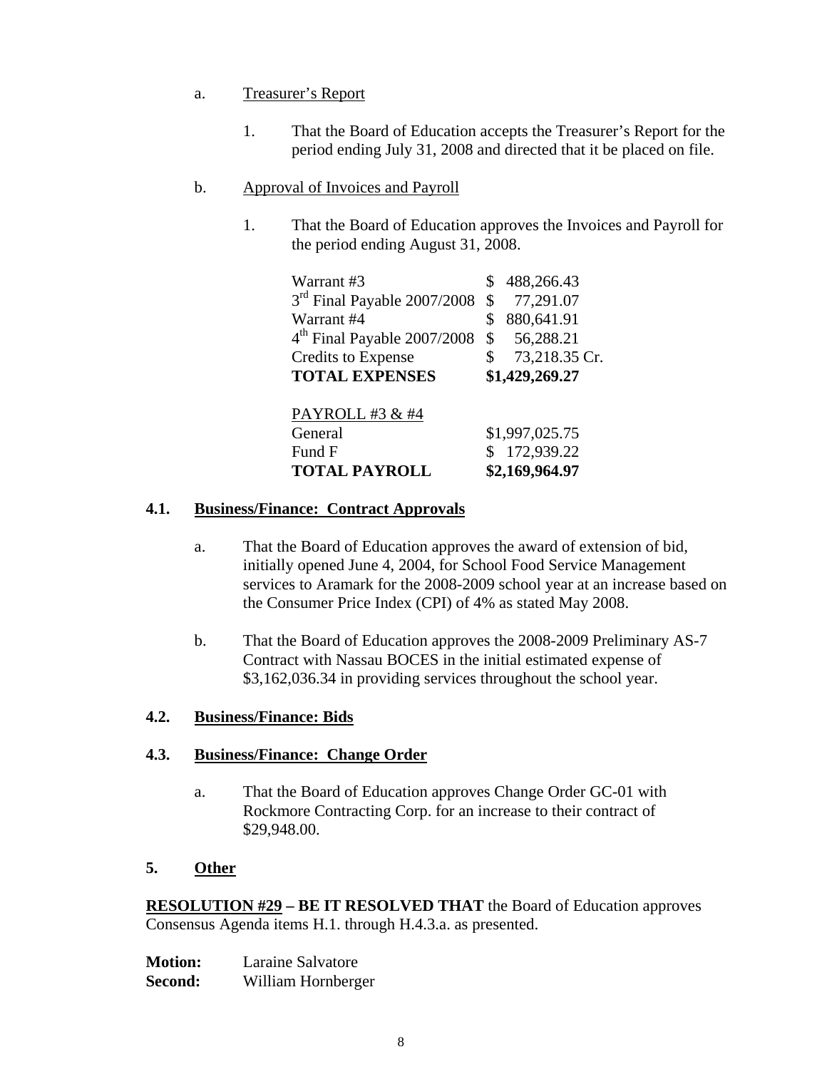a. Treasurer's Report

   1. That the Board of Education accepts the Treasurer's Report for the period ending July 31, 2008 and directed that it be placed on file.

b. Approval of Invoices and Payroll

   1. That the Board of Education approves the Invoices and Payroll for the period ending August 31, 2008.

| | |
|---|---|
| Warrant #3 | $ 488,266.43 |
| 3rd Final Payable 2007/2008 | $ 77,291.07 |
| Warrant #4 | $ 880,641.91 |
| 4th Final Payable 2007/2008 | $ 56,288.21 |
| Credits to Expense | $ 73,218.35 Cr. |
| **TOTAL EXPENSES** | **$1,429,269.27** |

| PAYROLL #3 & #4 | |
|---|---|
| General | $1,997,025.75 |
| Fund F | $ 172,939.22 |
| **TOTAL PAYROLL** | **$2,169,964.97** |

## 4.1. Business/Finance: Contract Approvals

a. That the Board of Education approves the award of extension of bid, initially opened June 4, 2004, for School Food Service Management services to Aramark for the 2008-2009 school year at an increase based on the Consumer Price Index (CPI) of 4% as stated May 2008.

b. That the Board of Education approves the 2008-2009 Preliminary AS-7 Contract with Nassau BOCES in the initial estimated expense of $3,162,036.34 in providing services throughout the school year.

## 4.2. Business/Finance: Bids

## 4.3. Business/Finance: Change Order

a. That the Board of Education approves Change Order GC-01 with Rockmore Contracting Corp. for an increase to their contract of $29,948.00.

## 5. Other

**RESOLUTION #29 – BE IT RESOLVED THAT** the Board of Education approves Consensus Agenda items H.1. through H.4.3.a. as presented.

**Motion:** Laraine Salvatore
**Second:** William Hornberger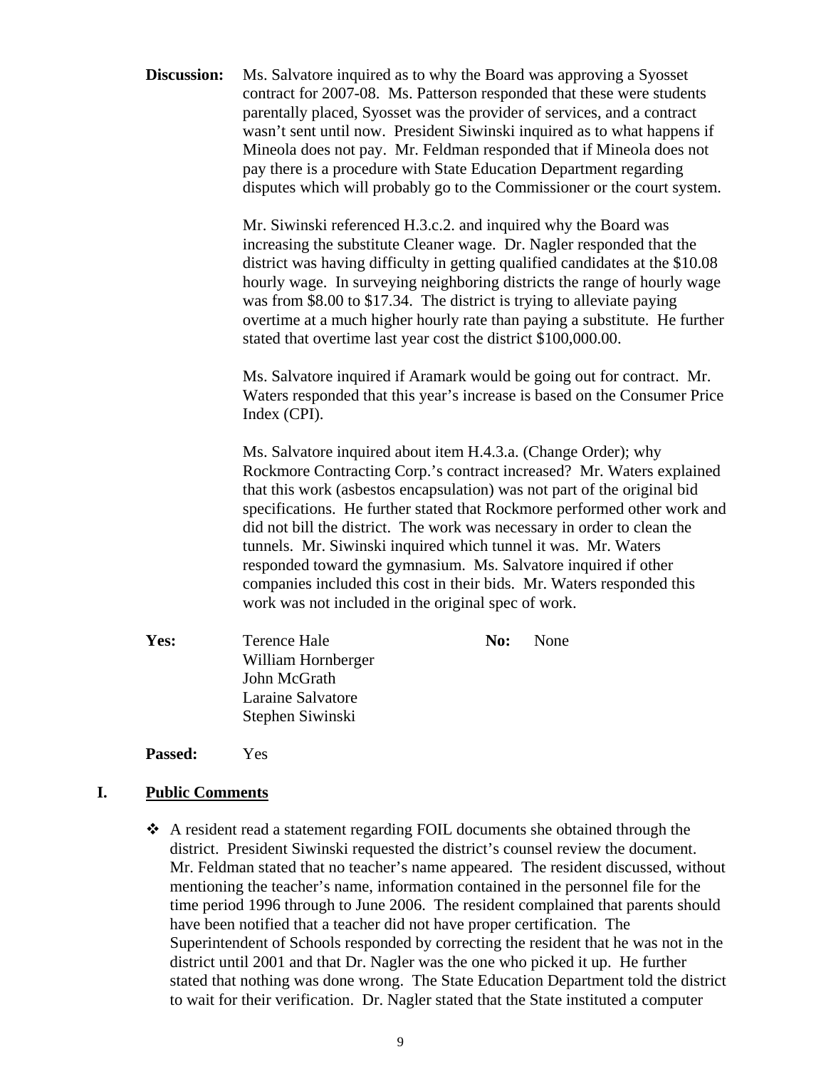**Discussion:** Ms. Salvatore inquired as to why the Board was approving a Syosset contract for 2007-08. Ms. Patterson responded that these were students parentally placed, Syosset was the provider of services, and a contract wasn't sent until now. President Siwinski inquired as to what happens if Mineola does not pay. Mr. Feldman responded that if Mineola does not pay there is a procedure with State Education Department regarding disputes which will probably go to the Commissioner or the court system.

Mr. Siwinski referenced H.3.c.2. and inquired why the Board was increasing the substitute Cleaner wage. Dr. Nagler responded that the district was having difficulty in getting qualified candidates at the $10.08 hourly wage. In surveying neighboring districts the range of hourly wage was from $8.00 to $17.34. The district is trying to alleviate paying overtime at a much higher hourly rate than paying a substitute. He further stated that overtime last year cost the district $100,000.00.

Ms. Salvatore inquired if Aramark would be going out for contract. Mr. Waters responded that this year's increase is based on the Consumer Price Index (CPI).

Ms. Salvatore inquired about item H.4.3.a. (Change Order); why Rockmore Contracting Corp.'s contract increased? Mr. Waters explained that this work (asbestos encapsulation) was not part of the original bid specifications. He further stated that Rockmore performed other work and did not bill the district. The work was necessary in order to clean the tunnels. Mr. Siwinski inquired which tunnel it was. Mr. Waters responded toward the gymnasium. Ms. Salvatore inquired if other companies included this cost in their bids. Mr. Waters responded this work was not included in the original spec of work.

**Yes:** Terence Hale
William Hornberger
John McGrath
Laraine Salvatore
Stephen Siwinski

**No:** None

**Passed:** Yes

## I. Public Comments

- A resident read a statement regarding FOIL documents she obtained through the district. President Siwinski requested the district's counsel review the document. Mr. Feldman stated that no teacher's name appeared. The resident discussed, without mentioning the teacher's name, information contained in the personnel file for the time period 1996 through to June 2006. The resident complained that parents should have been notified that a teacher did not have proper certification. The Superintendent of Schools responded by correcting the resident that he was not in the district until 2001 and that Dr. Nagler was the one who picked it up. He further stated that nothing was done wrong. The State Education Department told the district to wait for their verification. Dr. Nagler stated that the State instituted a computer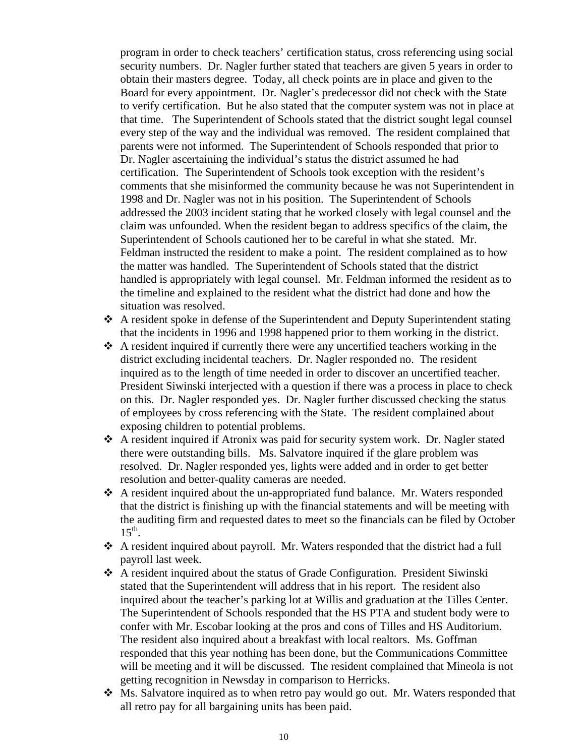program in order to check teachers' certification status, cross referencing using social security numbers. Dr. Nagler further stated that teachers are given 5 years in order to obtain their masters degree. Today, all check points are in place and given to the Board for every appointment. Dr. Nagler's predecessor did not check with the State to verify certification. But he also stated that the computer system was not in place at that time. The Superintendent of Schools stated that the district sought legal counsel every step of the way and the individual was removed. The resident complained that parents were not informed. The Superintendent of Schools responded that prior to Dr. Nagler ascertaining the individual's status the district assumed he had certification. The Superintendent of Schools took exception with the resident's comments that she misinformed the community because he was not Superintendent in 1998 and Dr. Nagler was not in his position. The Superintendent of Schools addressed the 2003 incident stating that he worked closely with legal counsel and the claim was unfounded. When the resident began to address specifics of the claim, the Superintendent of Schools cautioned her to be careful in what she stated. Mr. Feldman instructed the resident to make a point. The resident complained as to how the matter was handled. The Superintendent of Schools stated that the district handled is appropriately with legal counsel. Mr. Feldman informed the resident as to the timeline and explained to the resident what the district had done and how the situation was resolved.

- A resident spoke in defense of the Superintendent and Deputy Superintendent stating that the incidents in 1996 and 1998 happened prior to them working in the district.
- A resident inquired if currently there were any uncertified teachers working in the district excluding incidental teachers. Dr. Nagler responded no. The resident inquired as to the length of time needed in order to discover an uncertified teacher. President Siwinski interjected with a question if there was a process in place to check on this. Dr. Nagler responded yes. Dr. Nagler further discussed checking the status of employees by cross referencing with the State. The resident complained about exposing children to potential problems.
- A resident inquired if Atronix was paid for security system work. Dr. Nagler stated there were outstanding bills. Ms. Salvatore inquired if the glare problem was resolved. Dr. Nagler responded yes, lights were added and in order to get better resolution and better-quality cameras are needed.
- A resident inquired about the un-appropriated fund balance. Mr. Waters responded that the district is finishing up with the financial statements and will be meeting with the auditing firm and requested dates to meet so the financials can be filed by October 15th.
- A resident inquired about payroll. Mr. Waters responded that the district had a full payroll last week.
- A resident inquired about the status of Grade Configuration. President Siwinski stated that the Superintendent will address that in his report. The resident also inquired about the teacher's parking lot at Willis and graduation at the Tilles Center. The Superintendent of Schools responded that the HS PTA and student body were to confer with Mr. Escobar looking at the pros and cons of Tilles and HS Auditorium. The resident also inquired about a breakfast with local realtors. Ms. Goffman responded that this year nothing has been done, but the Communications Committee will be meeting and it will be discussed. The resident complained that Mineola is not getting recognition in Newsday in comparison to Herricks.
- Ms. Salvatore inquired as to when retro pay would go out. Mr. Waters responded that all retro pay for all bargaining units has been paid.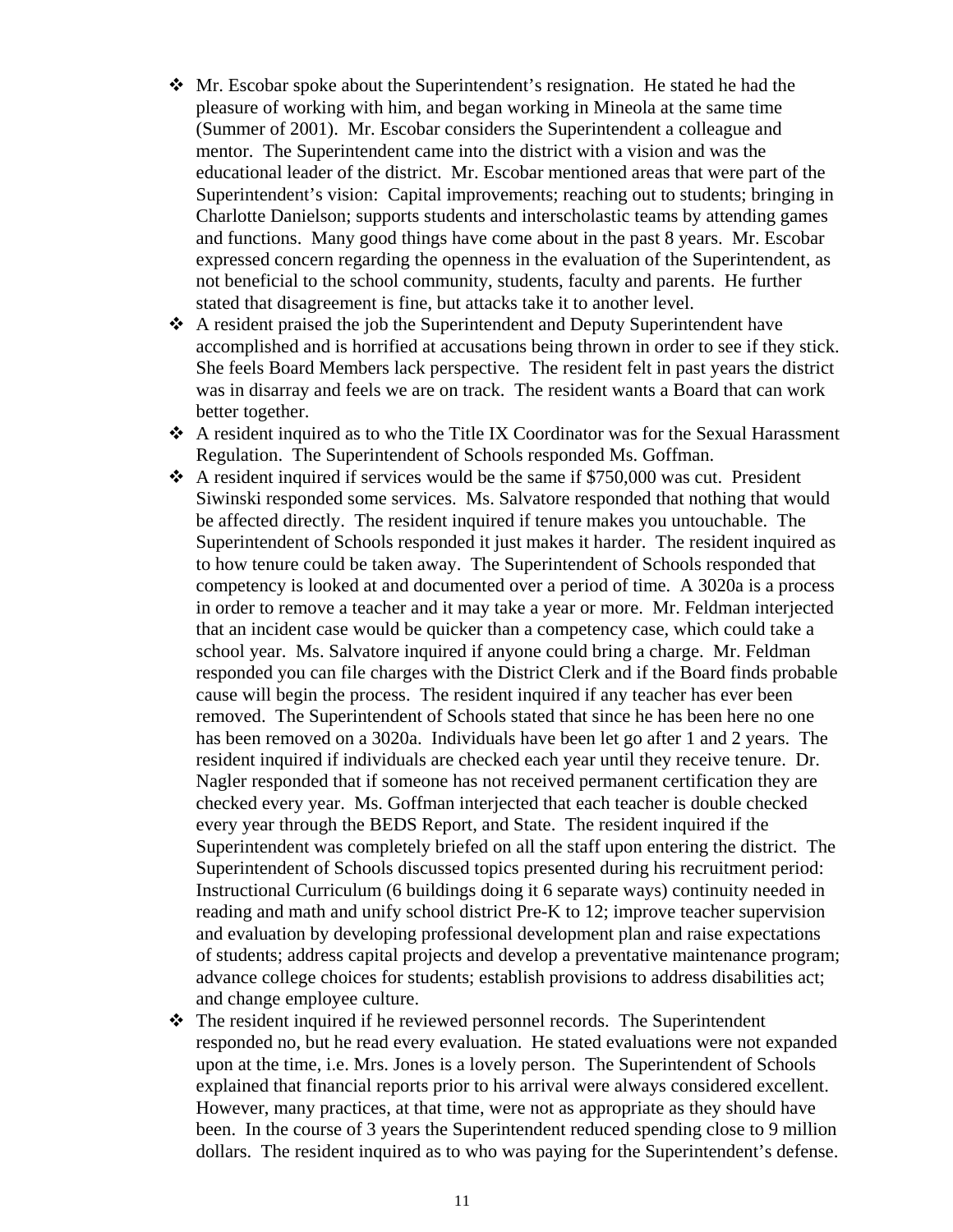- Mr. Escobar spoke about the Superintendent's resignation. He stated he had the pleasure of working with him, and began working in Mineola at the same time (Summer of 2001). Mr. Escobar considers the Superintendent a colleague and mentor. The Superintendent came into the district with a vision and was the educational leader of the district. Mr. Escobar mentioned areas that were part of the Superintendent's vision: Capital improvements; reaching out to students; bringing in Charlotte Danielson; supports students and interscholastic teams by attending games and functions. Many good things have come about in the past 8 years. Mr. Escobar expressed concern regarding the openness in the evaluation of the Superintendent, as not beneficial to the school community, students, faculty and parents. He further stated that disagreement is fine, but attacks take it to another level.
- A resident praised the job the Superintendent and Deputy Superintendent have accomplished and is horrified at accusations being thrown in order to see if they stick. She feels Board Members lack perspective. The resident felt in past years the district was in disarray and feels we are on track. The resident wants a Board that can work better together.
- A resident inquired as to who the Title IX Coordinator was for the Sexual Harassment Regulation. The Superintendent of Schools responded Ms. Goffman.
- A resident inquired if services would be the same if $750,000 was cut. President Siwinski responded some services. Ms. Salvatore responded that nothing that would be affected directly. The resident inquired if tenure makes you untouchable. The Superintendent of Schools responded it just makes it harder. The resident inquired as to how tenure could be taken away. The Superintendent of Schools responded that competency is looked at and documented over a period of time. A 3020a is a process in order to remove a teacher and it may take a year or more. Mr. Feldman interjected that an incident case would be quicker than a competency case, which could take a school year. Ms. Salvatore inquired if anyone could bring a charge. Mr. Feldman responded you can file charges with the District Clerk and if the Board finds probable cause will begin the process. The resident inquired if any teacher has ever been removed. The Superintendent of Schools stated that since he has been here no one has been removed on a 3020a. Individuals have been let go after 1 and 2 years. The resident inquired if individuals are checked each year until they receive tenure. Dr. Nagler responded that if someone has not received permanent certification they are checked every year. Ms. Goffman interjected that each teacher is double checked every year through the BEDS Report, and State. The resident inquired if the Superintendent was completely briefed on all the staff upon entering the district. The Superintendent of Schools discussed topics presented during his recruitment period: Instructional Curriculum (6 buildings doing it 6 separate ways) continuity needed in reading and math and unify school district Pre-K to 12; improve teacher supervision and evaluation by developing professional development plan and raise expectations of students; address capital projects and develop a preventative maintenance program; advance college choices for students; establish provisions to address disabilities act; and change employee culture.
- The resident inquired if he reviewed personnel records. The Superintendent responded no, but he read every evaluation. He stated evaluations were not expanded upon at the time, i.e. Mrs. Jones is a lovely person. The Superintendent of Schools explained that financial reports prior to his arrival were always considered excellent. However, many practices, at that time, were not as appropriate as they should have been. In the course of 3 years the Superintendent reduced spending close to 9 million dollars. The resident inquired as to who was paying for the Superintendent's defense.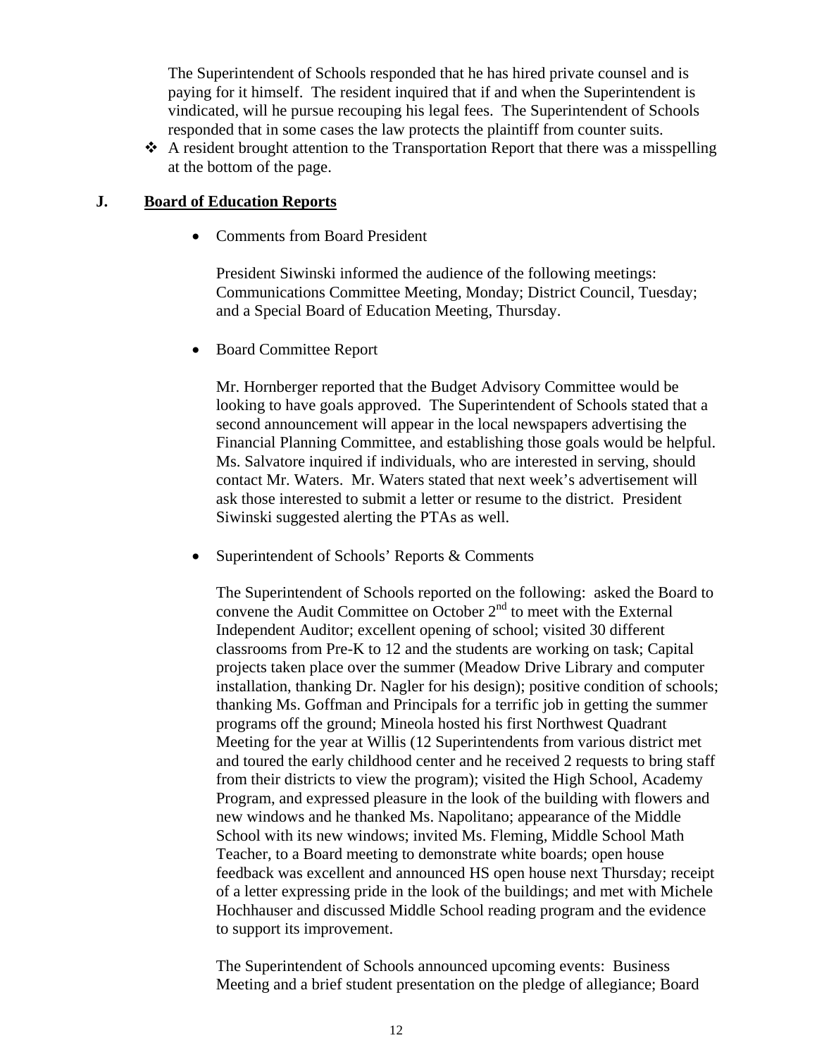The Superintendent of Schools responded that he has hired private counsel and is paying for it himself. The resident inquired that if and when the Superintendent is vindicated, will he pursue recouping his legal fees. The Superintendent of Schools responded that in some cases the law protects the plaintiff from counter suits.

- A resident brought attention to the Transportation Report that there was a misspelling at the bottom of the page.

## J. Board of Education Reports

- Comments from Board President

  President Siwinski informed the audience of the following meetings: Communications Committee Meeting, Monday; District Council, Tuesday; and a Special Board of Education Meeting, Thursday.

- Board Committee Report

  Mr. Hornberger reported that the Budget Advisory Committee would be looking to have goals approved. The Superintendent of Schools stated that a second announcement will appear in the local newspapers advertising the Financial Planning Committee, and establishing those goals would be helpful. Ms. Salvatore inquired if individuals, who are interested in serving, should contact Mr. Waters. Mr. Waters stated that next week's advertisement will ask those interested to submit a letter or resume to the district. President Siwinski suggested alerting the PTAs as well.

- Superintendent of Schools' Reports & Comments

  The Superintendent of Schools reported on the following: asked the Board to convene the Audit Committee on October 2nd to meet with the External Independent Auditor; excellent opening of school; visited 30 different classrooms from Pre-K to 12 and the students are working on task; Capital projects taken place over the summer (Meadow Drive Library and computer installation, thanking Dr. Nagler for his design); positive condition of schools; thanking Ms. Goffman and Principals for a terrific job in getting the summer programs off the ground; Mineola hosted his first Northwest Quadrant Meeting for the year at Willis (12 Superintendents from various district met and toured the early childhood center and he received 2 requests to bring staff from their districts to view the program); visited the High School, Academy Program, and expressed pleasure in the look of the building with flowers and new windows and he thanked Ms. Napolitano; appearance of the Middle School with its new windows; invited Ms. Fleming, Middle School Math Teacher, to a Board meeting to demonstrate white boards; open house feedback was excellent and announced HS open house next Thursday; receipt of a letter expressing pride in the look of the buildings; and met with Michele Hochhauser and discussed Middle School reading program and the evidence to support its improvement.

  The Superintendent of Schools announced upcoming events: Business Meeting and a brief student presentation on the pledge of allegiance; Board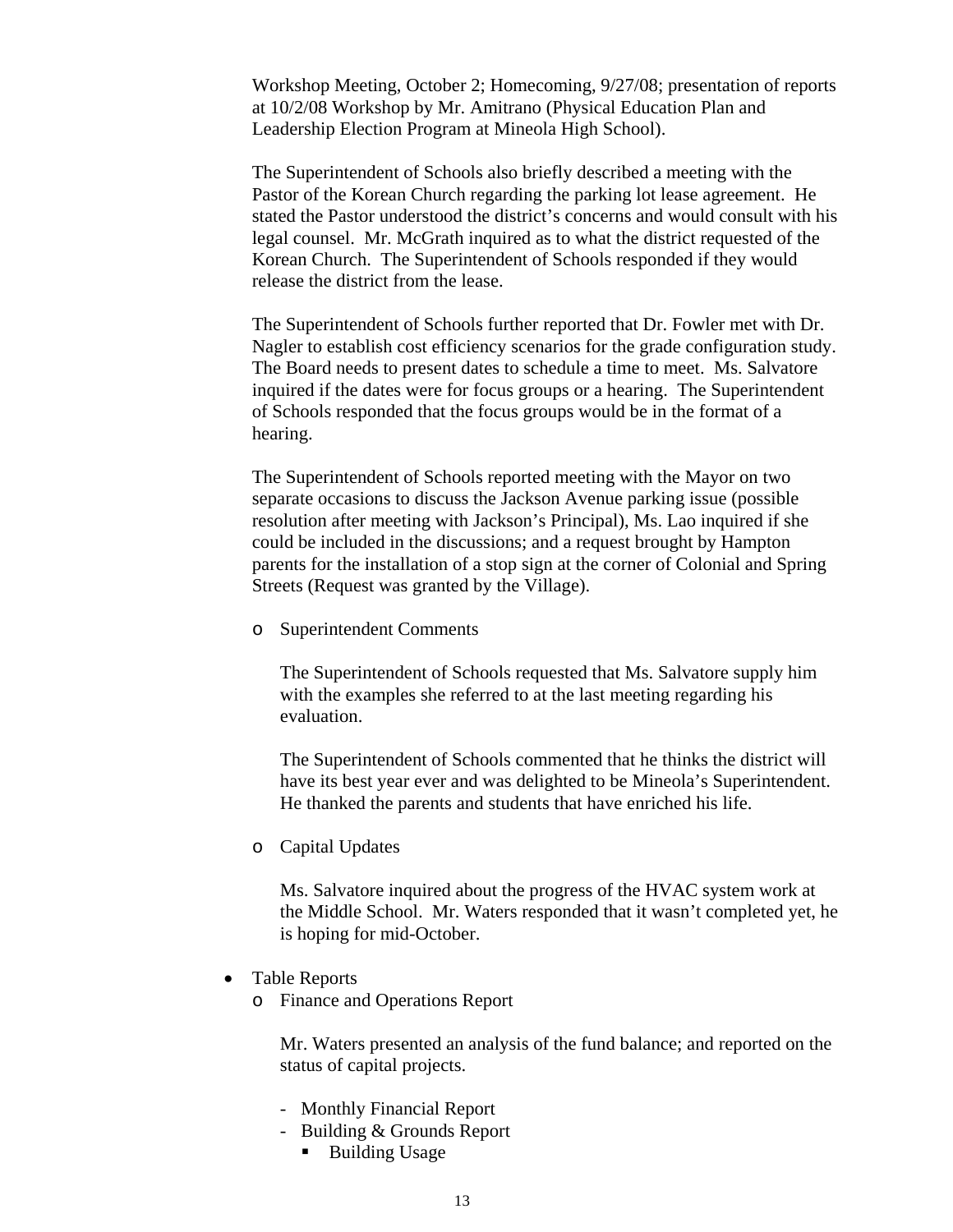Workshop Meeting, October 2; Homecoming, 9/27/08; presentation of reports at 10/2/08 Workshop by Mr. Amitrano (Physical Education Plan and Leadership Election Program at Mineola High School).

The Superintendent of Schools also briefly described a meeting with the Pastor of the Korean Church regarding the parking lot lease agreement. He stated the Pastor understood the district's concerns and would consult with his legal counsel. Mr. McGrath inquired as to what the district requested of the Korean Church. The Superintendent of Schools responded if they would release the district from the lease.

The Superintendent of Schools further reported that Dr. Fowler met with Dr. Nagler to establish cost efficiency scenarios for the grade configuration study. The Board needs to present dates to schedule a time to meet. Ms. Salvatore inquired if the dates were for focus groups or a hearing. The Superintendent of Schools responded that the focus groups would be in the format of a hearing.

The Superintendent of Schools reported meeting with the Mayor on two separate occasions to discuss the Jackson Avenue parking issue (possible resolution after meeting with Jackson's Principal), Ms. Lao inquired if she could be included in the discussions; and a request brought by Hampton parents for the installation of a stop sign at the corner of Colonial and Spring Streets (Request was granted by the Village).

- Superintendent Comments

  The Superintendent of Schools requested that Ms. Salvatore supply him with the examples she referred to at the last meeting regarding his evaluation.

  The Superintendent of Schools commented that he thinks the district will have its best year ever and was delighted to be Mineola's Superintendent. He thanked the parents and students that have enriched his life.

- Capital Updates

  Ms. Salvatore inquired about the progress of the HVAC system work at the Middle School. Mr. Waters responded that it wasn't completed yet, he is hoping for mid-October.

- Table Reports
  - Finance and Operations Report

    Mr. Waters presented an analysis of the fund balance; and reported on the status of capital projects.

    - Monthly Financial Report
    - Building & Grounds Report
      - Building Usage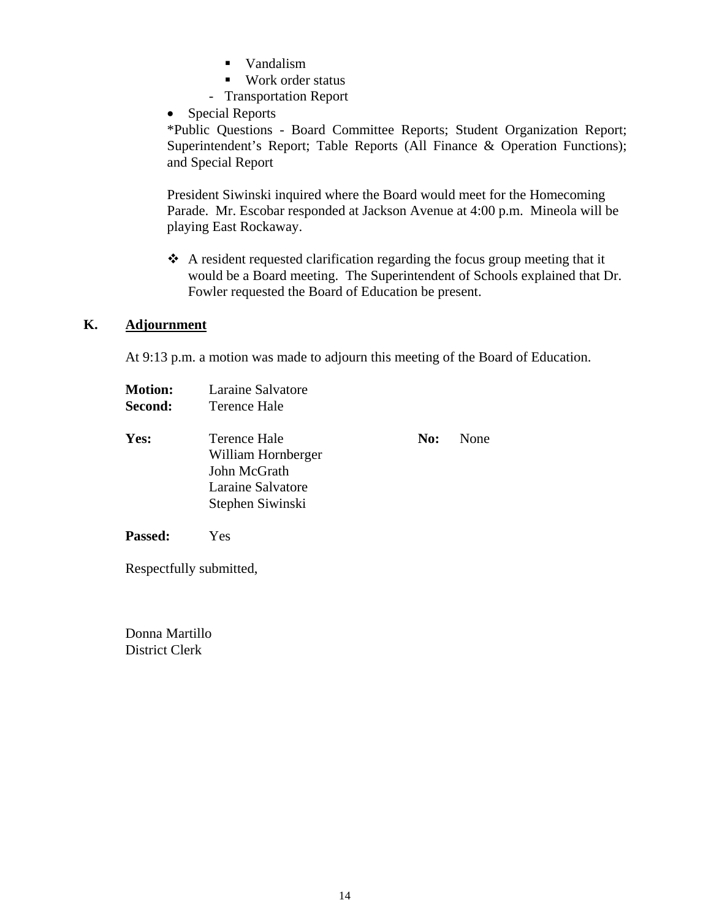- Vandalism
- Work order status

- Transportation Report

- Special Reports

*Public Questions - Board Committee Reports; Student Organization Report; Superintendent's Report; Table Reports (All Finance & Operation Functions); and Special Report

President Siwinski inquired where the Board would meet for the Homecoming Parade. Mr. Escobar responded at Jackson Avenue at 4:00 p.m. Mineola will be playing East Rockaway.

- A resident requested clarification regarding the focus group meeting that it would be a Board meeting. The Superintendent of Schools explained that Dr. Fowler requested the Board of Education be present.

## K. Adjournment

At 9:13 p.m. a motion was made to adjourn this meeting of the Board of Education.

**Motion:** Laraine Salvatore
**Second:** Terence Hale

**Yes:** Terence Hale
William Hornberger
John McGrath
Laraine Salvatore
Stephen Siwinski

**No:** None

**Passed:** Yes

Respectfully submitted,

Donna Martillo
District Clerk